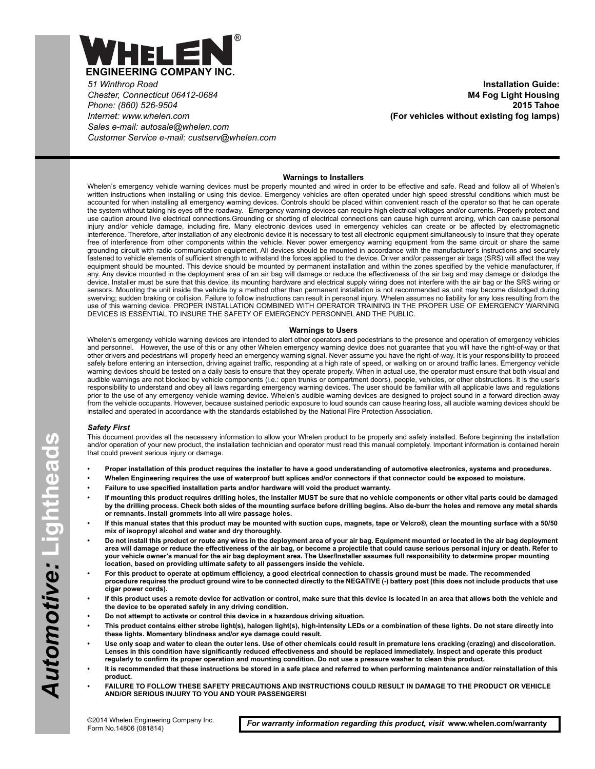# WHELEN®

**ENGINEERING COMPANY INC.**

*51 Winthrop Road*
*Chester, Connecticut 06412-0684*
*Phone: (860) 526-9504*
*Internet: www.whelen.com*
*Sales e-mail: autosale@whelen.com*
*Customer Service e-mail: custserv@whelen.com*

**Installation Guide:**
**M4 Fog Light Housing**
**2015 Tahoe**
**(For vehicles without existing fog lamps)**

## Warnings to Installers

Whelen's emergency vehicle warning devices must be properly mounted and wired in order to be effective and safe. Read and follow all of Whelen's written instructions when installing or using this device. Emergency vehicles are often operated under high speed stressful conditions which must be accounted for when installing all emergency warning devices. Controls should be placed within convenient reach of the operator so that he can operate the system without taking his eyes off the roadway. Emergency warning devices can require high electrical voltages and/or currents. Properly protect and use caution around live electrical connections.Grounding or shorting of electrical connections can cause high current arcing, which can cause personal injury and/or vehicle damage, including fire. Many electronic devices used in emergency vehicles can create or be affected by electromagnetic interference. Therefore, after installation of any electronic device it is necessary to test all electronic equipment simultaneously to insure that they operate free of interference from other components within the vehicle. Never power emergency warning equipment from the same circuit or share the same grounding circuit with radio communication equipment. All devices should be mounted in accordance with the manufacturer's instructions and securely fastened to vehicle elements of sufficient strength to withstand the forces applied to the device. Driver and/or passenger air bags (SRS) will affect the way equipment should be mounted. This device should be mounted by permanent installation and within the zones specified by the vehicle manufacturer, if any. Any device mounted in the deployment area of an air bag will damage or reduce the effectiveness of the air bag and may damage or dislodge the device. Installer must be sure that this device, its mounting hardware and electrical supply wiring does not interfere with the air bag or the SRS wiring or sensors. Mounting the unit inside the vehicle by a method other than permanent installation is not recommended as unit may become dislodged during swerving; sudden braking or collision. Failure to follow instructions can result in personal injury. Whelen assumes no liability for any loss resulting from the use of this warning device. PROPER INSTALLATION COMBINED WITH OPERATOR TRAINING IN THE PROPER USE OF EMERGENCY WARNING DEVICES IS ESSENTIAL TO INSURE THE SAFETY OF EMERGENCY PERSONNEL AND THE PUBLIC.

## Warnings to Users

Whelen's emergency vehicle warning devices are intended to alert other operators and pedestrians to the presence and operation of emergency vehicles and personnel. However, the use of this or any other Whelen emergency warning device does not guarantee that you will have the right-of-way or that other drivers and pedestrians will properly heed an emergency warning signal. Never assume you have the right-of-way. It is your responsibility to proceed safely before entering an intersection, driving against traffic, responding at a high rate of speed, or walking on or around traffic lanes. Emergency vehicle warning devices should be tested on a daily basis to ensure that they operate properly. When in actual use, the operator must ensure that both visual and audible warnings are not blocked by vehicle components (i.e.: open trunks or compartment doors), people, vehicles, or other obstructions. It is the user's responsibility to understand and obey all laws regarding emergency warning devices. The user should be familiar with all applicable laws and regulations prior to the use of any emergency vehicle warning device. Whelen's audible warning devices are designed to project sound in a forward direction away from the vehicle occupants. However, because sustained periodic exposure to loud sounds can cause hearing loss, all audible warning devices should be installed and operated in accordance with the standards established by the National Fire Protection Association.

### *Safety First*

This document provides all the necessary information to allow your Whelen product to be properly and safely installed. Before beginning the installation and/or operation of your new product, the installation technician and operator must read this manual completely. Important information is contained herein that could prevent serious injury or damage.

- **Proper installation of this product requires the installer to have a good understanding of automotive electronics, systems and procedures.**
- **Whelen Engineering requires the use of waterproof butt splices and/or connectors if that connector could be exposed to moisture.**
- **Failure to use specified installation parts and/or hardware will void the product warranty.**
- **If mounting this product requires drilling holes, the installer MUST be sure that no vehicle components or other vital parts could be damaged by the drilling process. Check both sides of the mounting surface before drilling begins. Also de-burr the holes and remove any metal shards or remnants. Install grommets into all wire passage holes.**
- **If this manual states that this product may be mounted with suction cups, magnets, tape or Velcro®, clean the mounting surface with a 50/50 mix of isopropyl alcohol and water and dry thoroughly.**
- **Do not install this product or route any wires in the deployment area of your air bag. Equipment mounted or located in the air bag deployment area will damage or reduce the effectiveness of the air bag, or become a projectile that could cause serious personal injury or death. Refer to your vehicle owner's manual for the air bag deployment area. The User/Installer assumes full responsibility to determine proper mounting location, based on providing ultimate safety to all passengers inside the vehicle.**
- **For this product to operate at optimum efficiency, a good electrical connection to chassis ground must be made. The recommended procedure requires the product ground wire to be connected directly to the NEGATIVE (-) battery post (this does not include products that use cigar power cords).**
- **If this product uses a remote device for activation or control, make sure that this device is located in an area that allows both the vehicle and the device to be operated safely in any driving condition.**
- **Do not attempt to activate or control this device in a hazardous driving situation.**
- **This product contains either strobe light(s), halogen light(s), high-intensity LEDs or a combination of these lights. Do not stare directly into these lights. Momentary blindness and/or eye damage could result.**
- **Use only soap and water to clean the outer lens. Use of other chemicals could result in premature lens cracking (crazing) and discoloration. Lenses in this condition have significantly reduced effectiveness and should be replaced immediately. Inspect and operate this product regularly to confirm its proper operation and mounting condition. Do not use a pressure washer to clean this product.**
- **It is recommended that these instructions be stored in a safe place and referred to when performing maintenance and/or reinstallation of this product.**
- **FAILURE TO FOLLOW THESE SAFETY PRECAUTIONS AND INSTRUCTIONS COULD RESULT IN DAMAGE TO THE PRODUCT OR VEHICLE AND/OR SERIOUS INJURY TO YOU AND YOUR PASSENGERS!**

*Automotive:* **Lightheads**

©2014 Whelen Engineering Company Inc.
Form No.14806 (081814)

*For warranty information regarding this product, visit* **www.whelen.com/warranty**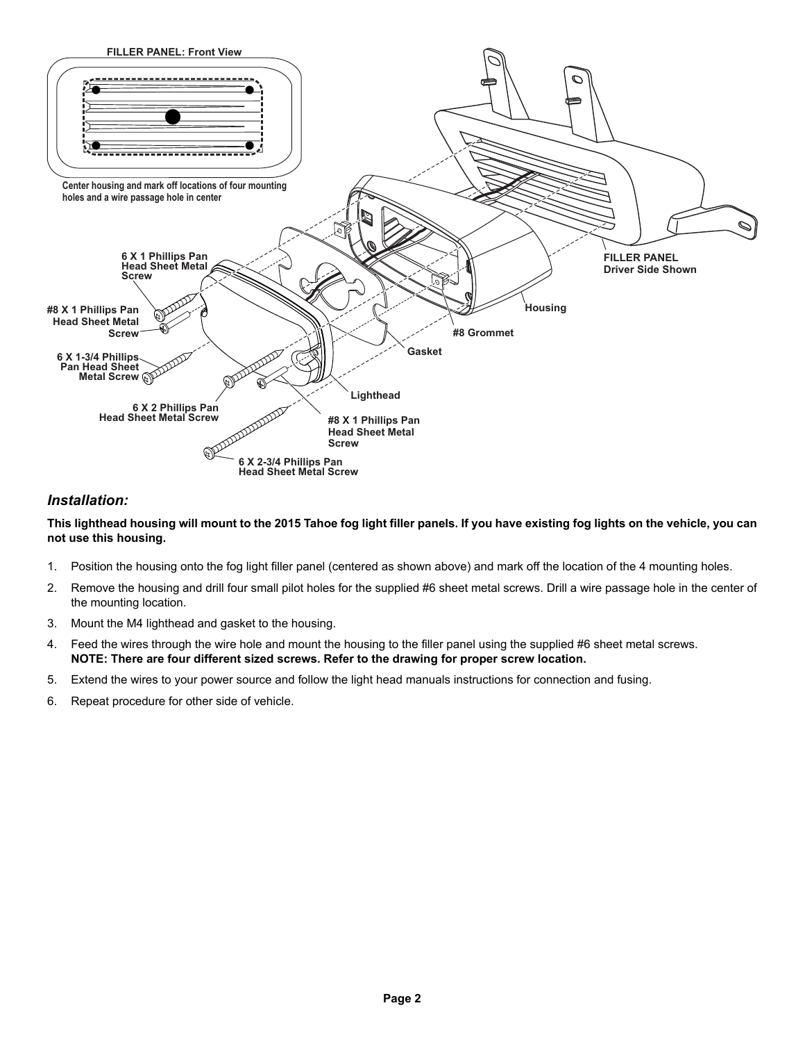FILLER PANEL: Front View

Center housing and mark off locations of four mounting holes and a wire passage hole in center

6 X 1 Phillips Pan Head Sheet Metal Screw

#8 X 1 Phillips Pan Head Sheet Metal Screw

6 X 1-3/4 Phillips Pan Head Sheet Metal Screw

6 X 2 Phillips Pan Head Sheet Metal Screw

6 X 2-3/4 Phillips Pan Head Sheet Metal Screw

#8 X 1 Phillips Pan Head Sheet Metal Screw

Lighthead

Gasket

#8 Grommet

Housing

FILLER PANEL
Driver Side Shown

## *Installation:*

**This lighthead housing will mount to the 2015 Tahoe fog light filler panels. If you have existing fog lights on the vehicle, you can not use this housing.**

1. Position the housing onto the fog light filler panel (centered as shown above) and mark off the location of the 4 mounting holes.
2. Remove the housing and drill four small pilot holes for the supplied #6 sheet metal screws. Drill a wire passage hole in the center of the mounting location.
3. Mount the M4 lighthead and gasket to the housing.
4. Feed the wires through the wire hole and mount the housing to the filler panel using the supplied #6 sheet metal screws.
   **NOTE: There are four different sized screws. Refer to the drawing for proper screw location.**
5. Extend the wires to your power source and follow the light head manuals instructions for connection and fusing.
6. Repeat procedure for other side of vehicle.